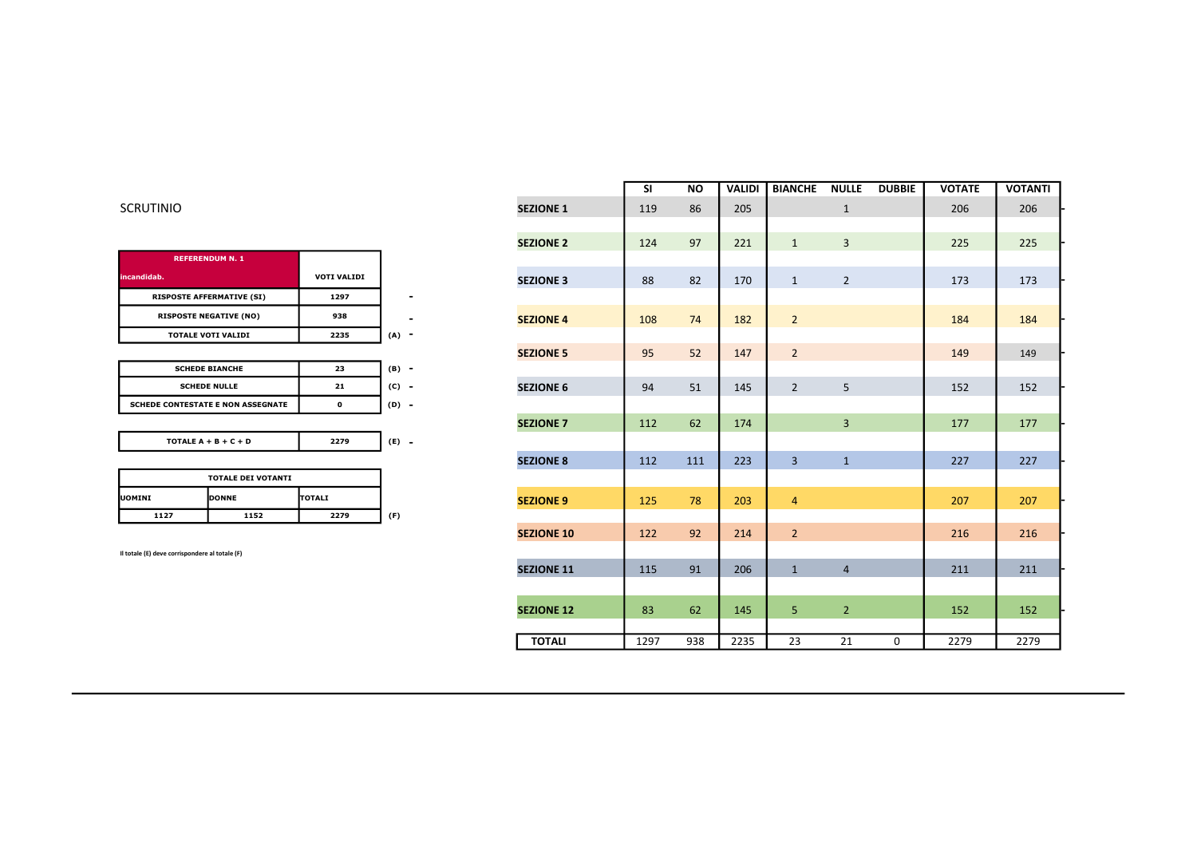SCRUTINIO

| REFERENDUM N. 1 incandidab. | VOTI VALIDI | |
|---|---|---|
| RISPOSTE AFFERMATIVE (SI) | 1297 | - |
| RISPOSTE NEGATIVE (NO) | 938 | - |
| TOTALE VOTI VALIDI | 2235 | (A) - |

| | | |
|---|---|---|
| SCHEDE BIANCHE | 23 | (B) - |
| SCHEDE NULLE | 21 | (C) - |
| SCHEDE CONTESTATE E NON ASSEGNATE | 0 | (D) - |

| | | |
|---|---|---|
| TOTALE A + B + C + D | 2279 | (E) - |

| TOTALE DEI VOTANTI | | | |
|---|---|---|---|
| UOMINI | DONNE | TOTALI | |
| 1127 | 1152 | 2279 | (F) |

Il totale (E) deve corrispondere al totale (F)

| | SI | NO | VALIDI | BIANCHE | NULLE | DUBBIE | VOTATE | VOTANTI |
|---|---|---|---|---|---|---|---|---|
| SEZIONE 1 | 119 | 86 | 205 | | 1 | | 206 | 206 |
| SEZIONE 2 | 124 | 97 | 221 | 1 | 3 | | 225 | 225 |
| SEZIONE 3 | 88 | 82 | 170 | 1 | 2 | | 173 | 173 |
| SEZIONE 4 | 108 | 74 | 182 | 2 | | | 184 | 184 |
| SEZIONE 5 | 95 | 52 | 147 | 2 | | | 149 | 149 |
| SEZIONE 6 | 94 | 51 | 145 | 2 | 5 | | 152 | 152 |
| SEZIONE 7 | 112 | 62 | 174 | | 3 | | 177 | 177 |
| SEZIONE 8 | 112 | 111 | 223 | 3 | 1 | | 227 | 227 |
| SEZIONE 9 | 125 | 78 | 203 | 4 | | | 207 | 207 |
| SEZIONE 10 | 122 | 92 | 214 | 2 | | | 216 | 216 |
| SEZIONE 11 | 115 | 91 | 206 | 1 | 4 | | 211 | 211 |
| SEZIONE 12 | 83 | 62 | 145 | 5 | 2 | | 152 | 152 |
| TOTALI | 1297 | 938 | 2235 | 23 | 21 | 0 | 2279 | 2279 |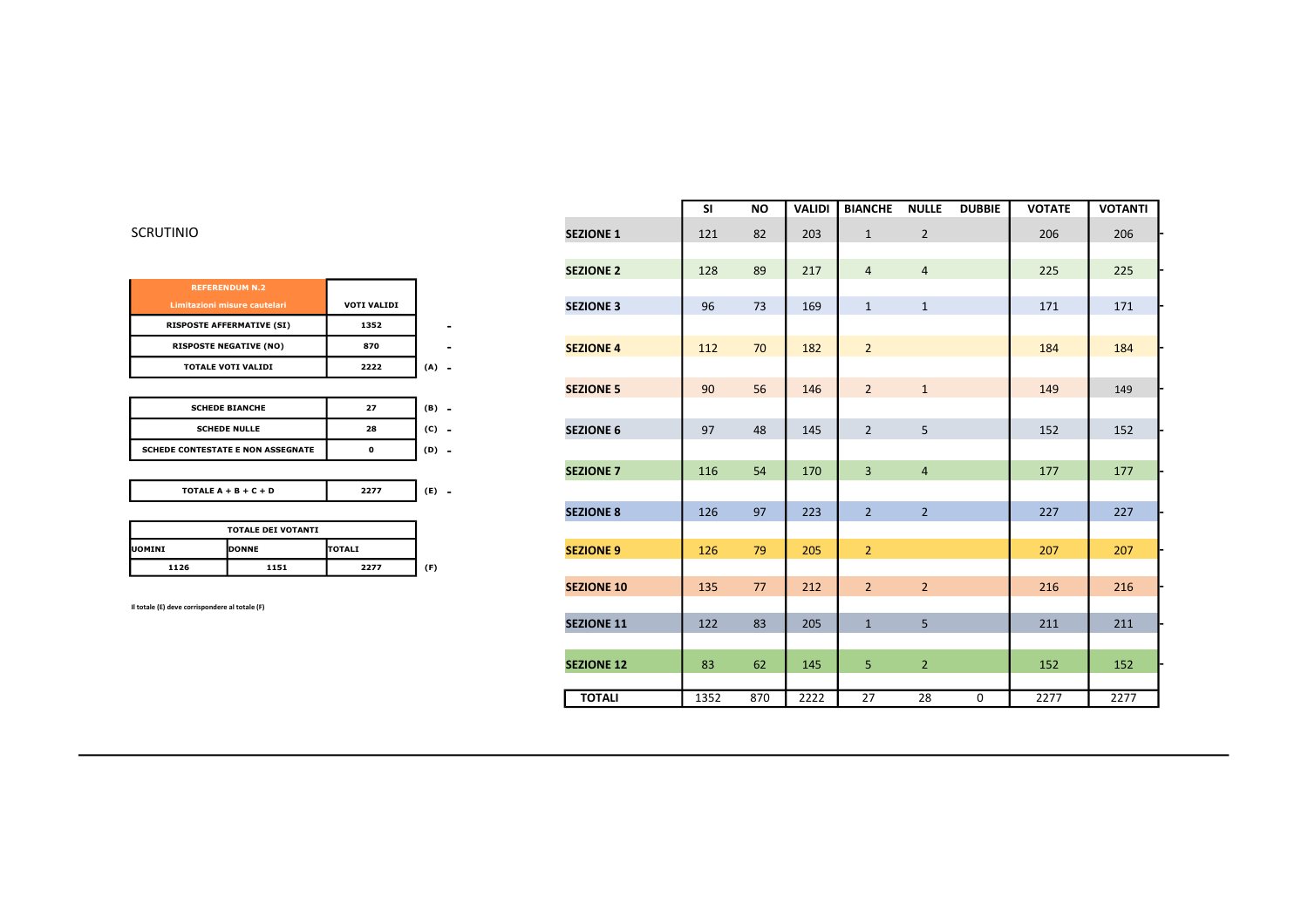SCRUTINIO

| REFERENDUM N.2 Limitazioni misure cautelari | VOTI VALIDI | |
|---|---|---|
| RISPOSTE AFFERMATIVE (SI) | 1352 | - |
| RISPOSTE NEGATIVE (NO) | 870 | - |
| TOTALE VOTI VALIDI | 2222 | (A) - |

| | | |
|---|---|---|
| SCHEDE BIANCHE | 27 | (B) - |
| SCHEDE NULLE | 28 | (C) - |
| SCHEDE CONTESTATE E NON ASSEGNATE | 0 | (D) - |

| | | |
|---|---|---|
| TOTALE A + B + C + D | 2277 | (E) - |

| TOTALE DEI VOTANTI | | | |
|---|---|---|---|
| UOMINI | DONNE | TOTALI | |
| 1126 | 1151 | 2277 | (F) |

Il totale (E) deve corrispondere al totale (F)

| | SI | NO | VALIDI | BIANCHE | NULLE | DUBBIE | VOTATE | VOTANTI |
|---|---|---|---|---|---|---|---|---|
| SEZIONE 1 | 121 | 82 | 203 | 1 | 2 | | 206 | 206 |
| SEZIONE 2 | 128 | 89 | 217 | 4 | 4 | | 225 | 225 |
| SEZIONE 3 | 96 | 73 | 169 | 1 | 1 | | 171 | 171 |
| SEZIONE 4 | 112 | 70 | 182 | 2 | | | 184 | 184 |
| SEZIONE 5 | 90 | 56 | 146 | 2 | 1 | | 149 | 149 |
| SEZIONE 6 | 97 | 48 | 145 | 2 | 5 | | 152 | 152 |
| SEZIONE 7 | 116 | 54 | 170 | 3 | 4 | | 177 | 177 |
| SEZIONE 8 | 126 | 97 | 223 | 2 | 2 | | 227 | 227 |
| SEZIONE 9 | 126 | 79 | 205 | 2 | | | 207 | 207 |
| SEZIONE 10 | 135 | 77 | 212 | 2 | 2 | | 216 | 216 |
| SEZIONE 11 | 122 | 83 | 205 | 1 | 5 | | 211 | 211 |
| SEZIONE 12 | 83 | 62 | 145 | 5 | 2 | | 152 | 152 |
| TOTALI | 1352 | 870 | 2222 | 27 | 28 | 0 | 2277 | 2277 |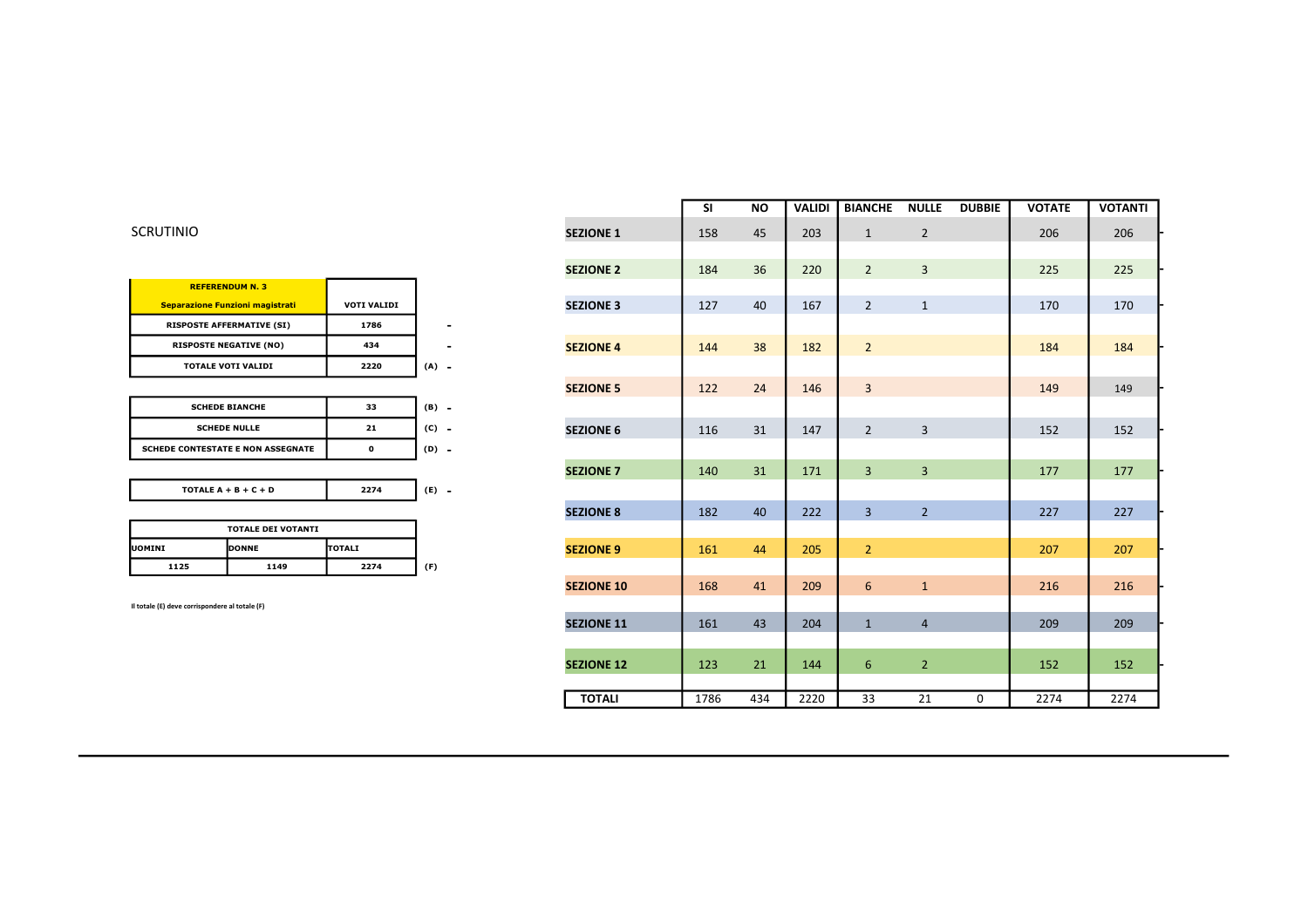SCRUTINIO

| REFERENDUM N. 3 Separazione Funzioni magistrati | VOTI VALIDI | |
|---|---|---|
| RISPOSTE AFFERMATIVE (SI) | 1786 | - |
| RISPOSTE NEGATIVE (NO) | 434 | - |
| TOTALE VOTI VALIDI | 2220 | (A) - |

| | | |
|---|---|---|
| SCHEDE BIANCHE | 33 | (B) - |
| SCHEDE NULLE | 21 | (C) - |
| SCHEDE CONTESTATE E NON ASSEGNATE | 0 | (D) - |

| | | |
|---|---|---|
| TOTALE A + B + C + D | 2274 | (E) - |

| TOTALE DEI VOTANTI | | | |
|---|---|---|---|
| UOMINI | DONNE | TOTALI | |
| 1125 | 1149 | 2274 | (F) |

Il totale (E) deve corrispondere al totale (F)

| | SI | NO | VALIDI | BIANCHE | NULLE | DUBBIE | VOTATE | VOTANTI |
|---|---|---|---|---|---|---|---|---|
| **SEZIONE 1** | 158 | 45 | 203 | 1 | 2 | | 206 | 206 |
| **SEZIONE 2** | 184 | 36 | 220 | 2 | 3 | | 225 | 225 |
| **SEZIONE 3** | 127 | 40 | 167 | 2 | 1 | | 170 | 170 |
| **SEZIONE 4** | 144 | 38 | 182 | 2 | | | 184 | 184 |
| **SEZIONE 5** | 122 | 24 | 146 | 3 | | | 149 | 149 |
| **SEZIONE 6** | 116 | 31 | 147 | 2 | 3 | | 152 | 152 |
| **SEZIONE 7** | 140 | 31 | 171 | 3 | 3 | | 177 | 177 |
| **SEZIONE 8** | 182 | 40 | 222 | 3 | 2 | | 227 | 227 |
| **SEZIONE 9** | 161 | 44 | 205 | 2 | | | 207 | 207 |
| **SEZIONE 10** | 168 | 41 | 209 | 6 | 1 | | 216 | 216 |
| **SEZIONE 11** | 161 | 43 | 204 | 1 | 4 | | 209 | 209 |
| **SEZIONE 12** | 123 | 21 | 144 | 6 | 2 | | 152 | 152 |
| **TOTALI** | 1786 | 434 | 2220 | 33 | 21 | 0 | 2274 | 2274 |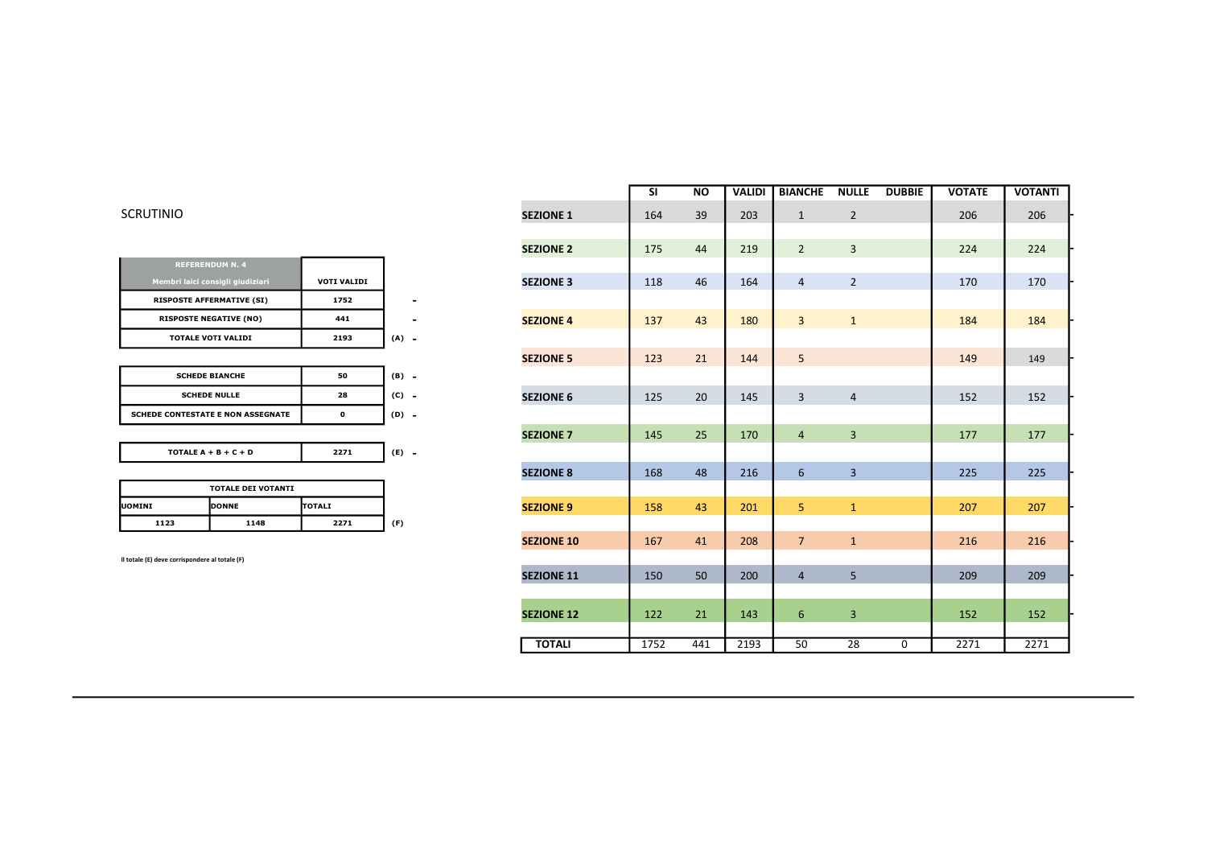SCRUTINIO

| REFERENDUM N. 4 Membri laici consigli giudiziari | VOTI VALIDI | |
|---|---|---|
| RISPOSTE AFFERMATIVE (SI) | 1752 | - |
| RISPOSTE NEGATIVE (NO) | 441 | - |
| TOTALE VOTI VALIDI | 2193 | (A) - |

| | | |
|---|---|---|
| SCHEDE BIANCHE | 50 | (B) - |
| SCHEDE NULLE | 28 | (C) - |
| SCHEDE CONTESTATE E NON ASSEGNATE | 0 | (D) - |

| | | |
|---|---|---|
| TOTALE A + B + C + D | 2271 | (E) - |

| TOTALE DEI VOTANTI | | | |
|---|---|---|---|
| UOMINI | DONNE | TOTALI | |
| 1123 | 1148 | 2271 | (F) |

Il totale (E) deve corrispondere al totale (F)

| | SI | NO | VALIDI | BIANCHE | NULLE | DUBBIE | VOTATE | VOTANTI |
|---|---|---|---|---|---|---|---|---|
| SEZIONE 1 | 164 | 39 | 203 | 1 | 2 | | 206 | 206 |
| SEZIONE 2 | 175 | 44 | 219 | 2 | 3 | | 224 | 224 |
| SEZIONE 3 | 118 | 46 | 164 | 4 | 2 | | 170 | 170 |
| SEZIONE 4 | 137 | 43 | 180 | 3 | 1 | | 184 | 184 |
| SEZIONE 5 | 123 | 21 | 144 | 5 | | | 149 | 149 |
| SEZIONE 6 | 125 | 20 | 145 | 3 | 4 | | 152 | 152 |
| SEZIONE 7 | 145 | 25 | 170 | 4 | 3 | | 177 | 177 |
| SEZIONE 8 | 168 | 48 | 216 | 6 | 3 | | 225 | 225 |
| SEZIONE 9 | 158 | 43 | 201 | 5 | 1 | | 207 | 207 |
| SEZIONE 10 | 167 | 41 | 208 | 7 | 1 | | 216 | 216 |
| SEZIONE 11 | 150 | 50 | 200 | 4 | 5 | | 209 | 209 |
| SEZIONE 12 | 122 | 21 | 143 | 6 | 3 | | 152 | 152 |
| TOTALI | 1752 | 441 | 2193 | 50 | 28 | 0 | 2271 | 2271 |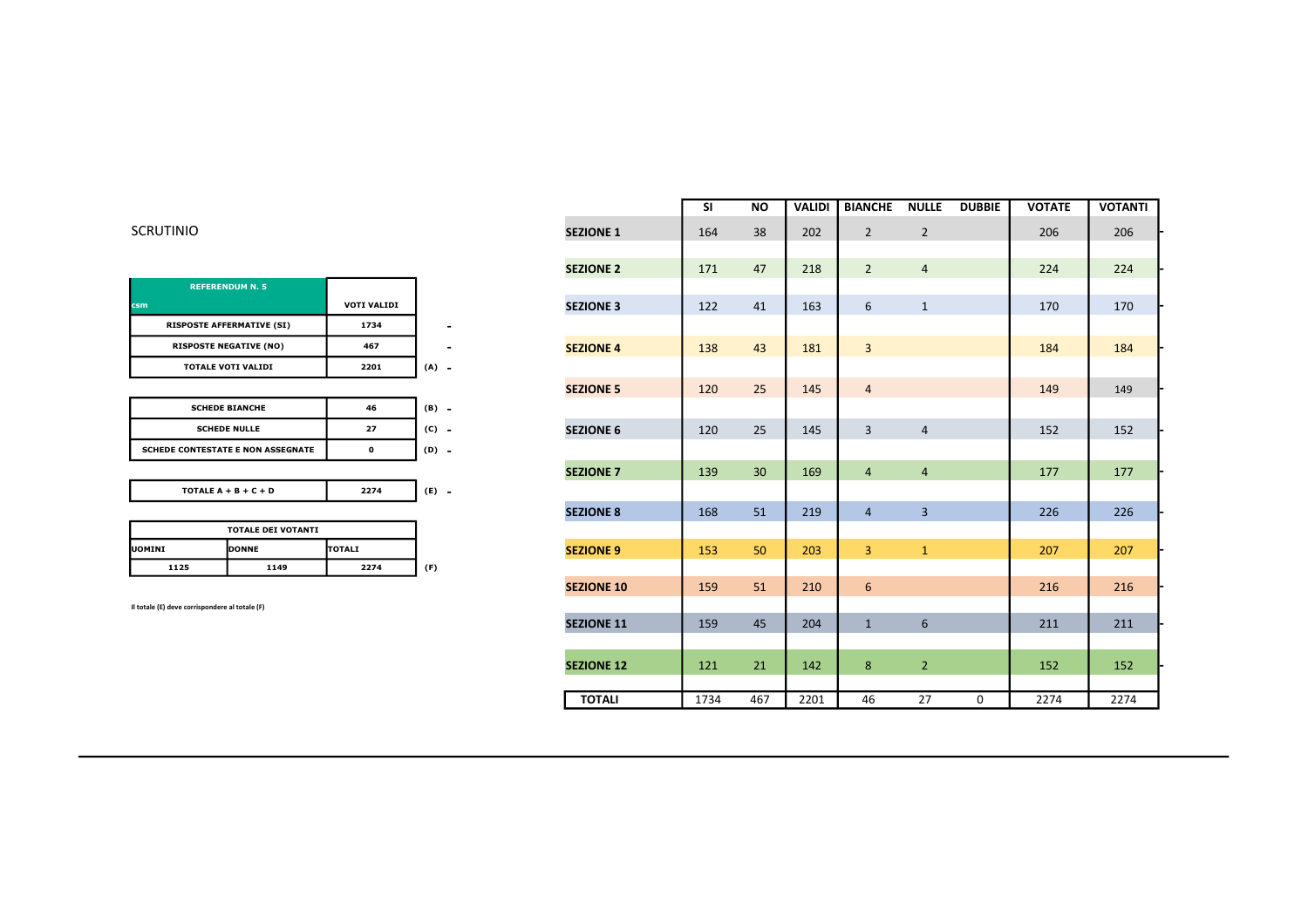SCRUTINIO

| REFERENDUM N. 5 csm | VOTI VALIDI | |
|---|---|---|
| RISPOSTE AFFERMATIVE (SI) | 1734 | - |
| RISPOSTE NEGATIVE (NO) | 467 | - |
| TOTALE VOTI VALIDI | 2201 | (A) - |

| | | |
|---|---|---|
| SCHEDE BIANCHE | 46 | (B) - |
| SCHEDE NULLE | 27 | (C) - |
| SCHEDE CONTESTATE E NON ASSEGNATE | 0 | (D) - |

| | | |
|---|---|---|
| TOTALE A + B + C + D | 2274 | (E) - |

| TOTALE DEI VOTANTI | | | |
|---|---|---|---|
| UOMINI | DONNE | TOTALI | |
| 1125 | 1149 | 2274 | (F) |

Il totale (E) deve corrispondere al totale (F)

| | SI | NO | VALIDI | BIANCHE | NULLE | DUBBIE | VOTATE | VOTANTI |
|---|---|---|---|---|---|---|---|---|
| SEZIONE 1 | 164 | 38 | 202 | 2 | 2 | | 206 | 206 |
| SEZIONE 2 | 171 | 47 | 218 | 2 | 4 | | 224 | 224 |
| SEZIONE 3 | 122 | 41 | 163 | 6 | 1 | | 170 | 170 |
| SEZIONE 4 | 138 | 43 | 181 | 3 | | | 184 | 184 |
| SEZIONE 5 | 120 | 25 | 145 | 4 | | | 149 | 149 |
| SEZIONE 6 | 120 | 25 | 145 | 3 | 4 | | 152 | 152 |
| SEZIONE 7 | 139 | 30 | 169 | 4 | 4 | | 177 | 177 |
| SEZIONE 8 | 168 | 51 | 219 | 4 | 3 | | 226 | 226 |
| SEZIONE 9 | 153 | 50 | 203 | 3 | 1 | | 207 | 207 |
| SEZIONE 10 | 159 | 51 | 210 | 6 | | | 216 | 216 |
| SEZIONE 11 | 159 | 45 | 204 | 1 | 6 | | 211 | 211 |
| SEZIONE 12 | 121 | 21 | 142 | 8 | 2 | | 152 | 152 |
| TOTALI | 1734 | 467 | 2201 | 46 | 27 | 0 | 2274 | 2274 |